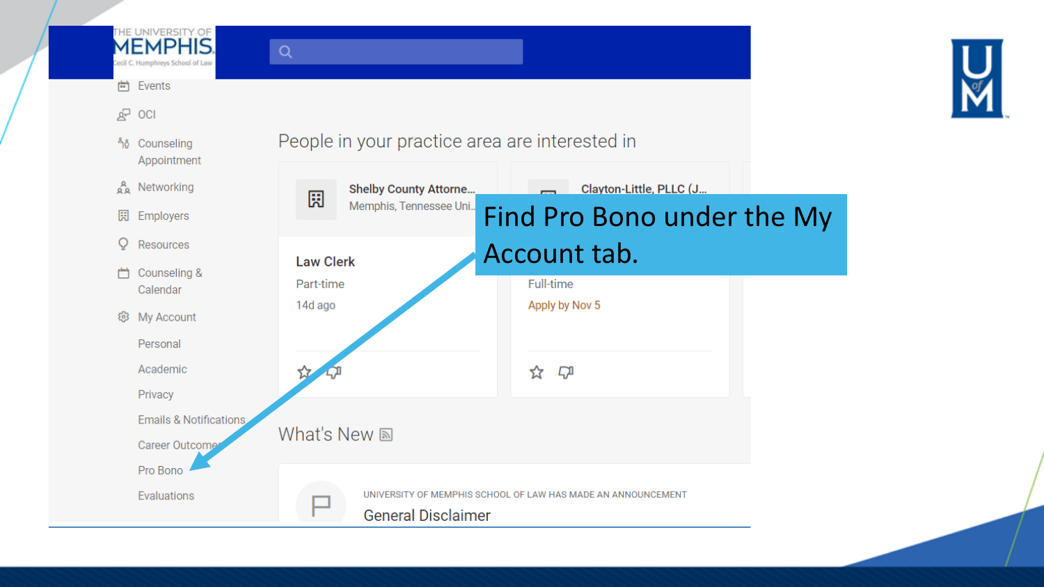Find Pro Bono under the My Account tab.

THE UNIVERSITY OF MEMPHIS
Cecil C. Humphreys School of Law

- Events
- OCI
- Counseling Appointment
- Networking
- Employers
- Resources
- Counseling & Calendar
- My Account
  - Personal
  - Academic
  - Privacy
  - Emails & Notifications
  - Career Outcomes
  - Pro Bono
  - Evaluations

## People in your practice area are interested in

**Shelby County Attorne...**
Memphis, Tennessee Uni...

**Law Clerk**
Part-time
14d ago

**Clayton-Little, PLLC (J...**

Full-time
Apply by Nov 5

## What's New

UNIVERSITY OF MEMPHIS SCHOOL OF LAW HAS MADE AN ANNOUNCEMENT
General Disclaimer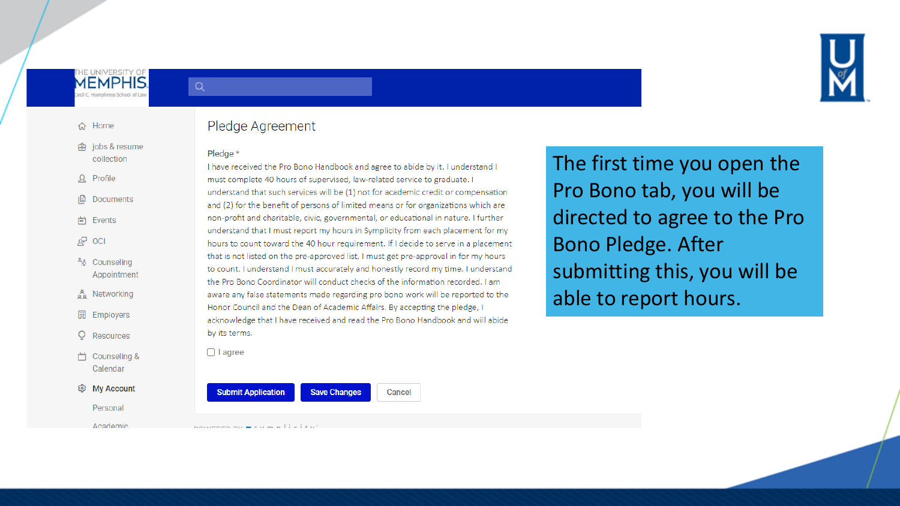# Pledge Agreement

**Pledge** *

I have received the Pro Bono Handbook and agree to abide by it. I understand I must complete 40 hours of supervised, law-related service to graduate. I understand that such services will be (1) not for academic credit or compensation and (2) for the benefit of persons of limited means or for organizations which are non-profit and charitable, civic, governmental, or educational in nature. I further understand that I must report my hours in Symplicity from each placement for my hours to count toward the 40 hour requirement. If I decide to serve in a placement that is not listed on the pre-approved list, I must get pre-approval in for my hours to count. I understand I must accurately and honestly record my time. I understand the Pro Bono Coordinator will conduct checks of the information recorded. I am aware any false statements made regarding pro bono work will be reported to the Honor Council and the Dean of Academic Affairs. By accepting the pledge, I acknowledge that I have received and read the Pro Bono Handbook and will abide by its terms.

☐ I agree

Submit Application | Save Changes | Cancel

The first time you open the Pro Bono tab, you will be directed to agree to the Pro Bono Pledge. After submitting this, you will be able to report hours.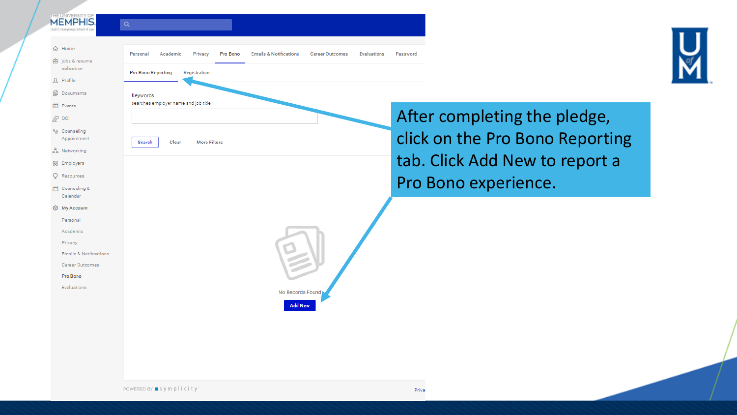After completing the pledge, click on the Pro Bono Reporting tab. Click Add New to report a Pro Bono experience.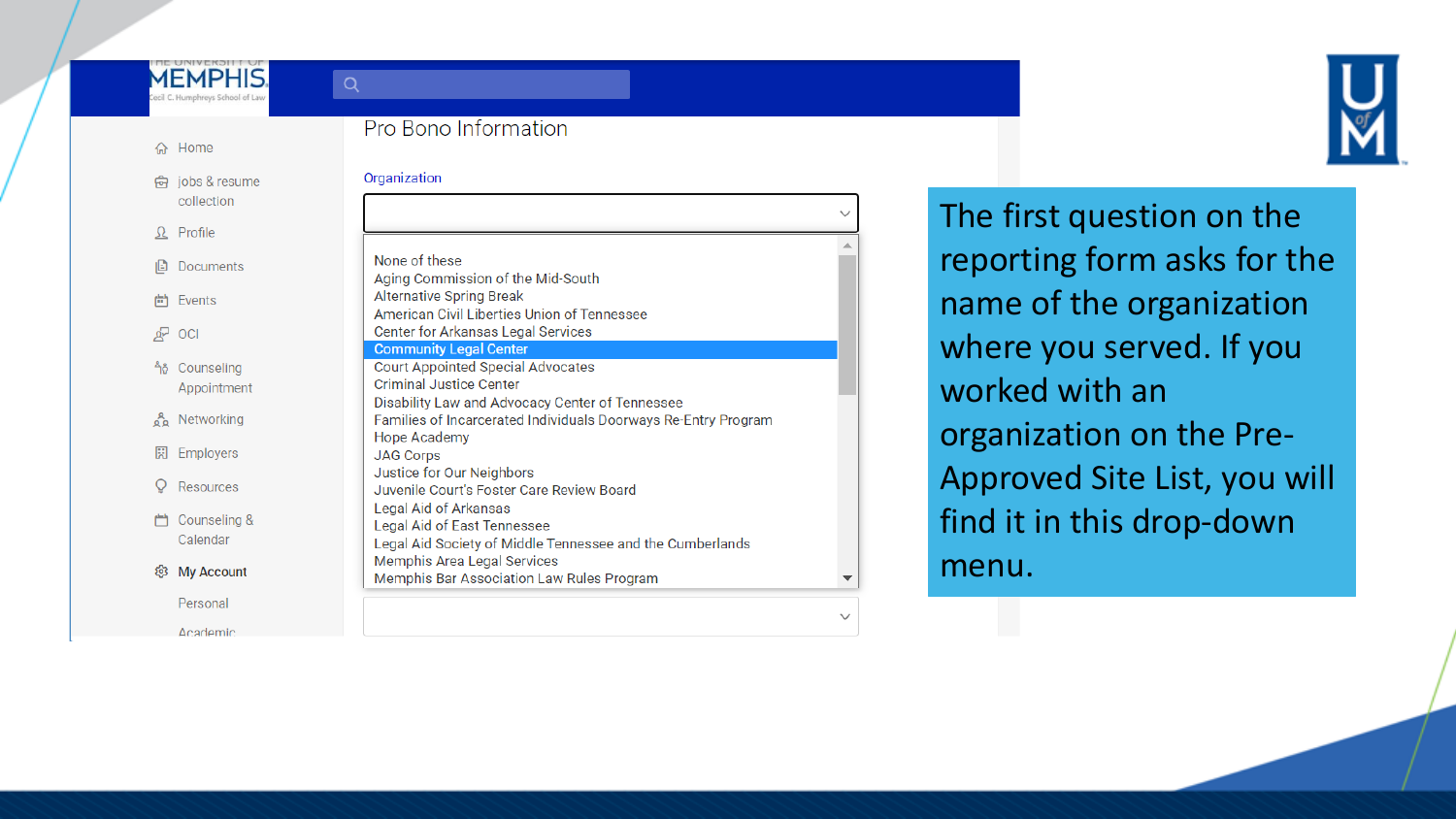Pro Bono Information

Organization

- None of these
- Aging Commission of the Mid-South
- Alternative Spring Break
- American Civil Liberties Union of Tennessee
- Center for Arkansas Legal Services
- Community Legal Center
- Court Appointed Special Advocates
- Criminal Justice Center
- Disability Law and Advocacy Center of Tennessee
- Families of Incarcerated Individuals Doorways Re-Entry Program
- Hope Academy
- JAG Corps
- Justice for Our Neighbors
- Juvenile Court's Foster Care Review Board
- Legal Aid of Arkansas
- Legal Aid of East Tennessee
- Legal Aid Society of Middle Tennessee and the Cumberlands
- Memphis Area Legal Services
- Memphis Bar Association Law Rules Program

The first question on the reporting form asks for the name of the organization where you served. If you worked with an organization on the Pre-Approved Site List, you will find it in this drop-down menu.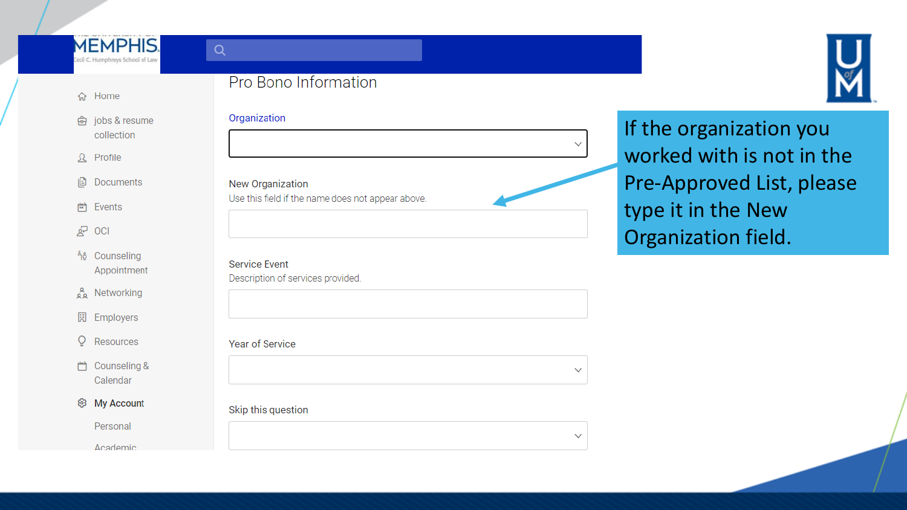MEMPHIS

Cecil C. Humphreys School of Law

- Home
- jobs & resume collection
- Profile
- Documents
- Events
- OCI
- Counseling Appointment
- Networking
- Employers
- Resources
- Counseling & Calendar
- **My Account**
  - Personal
  - Academic

## Pro Bono Information

Organization

New Organization
Use this field if the name does not appear above.

Service Event
Description of services provided.

Year of Service

Skip this question

If the organization you worked with is not in the Pre-Approved List, please type it in the New Organization field.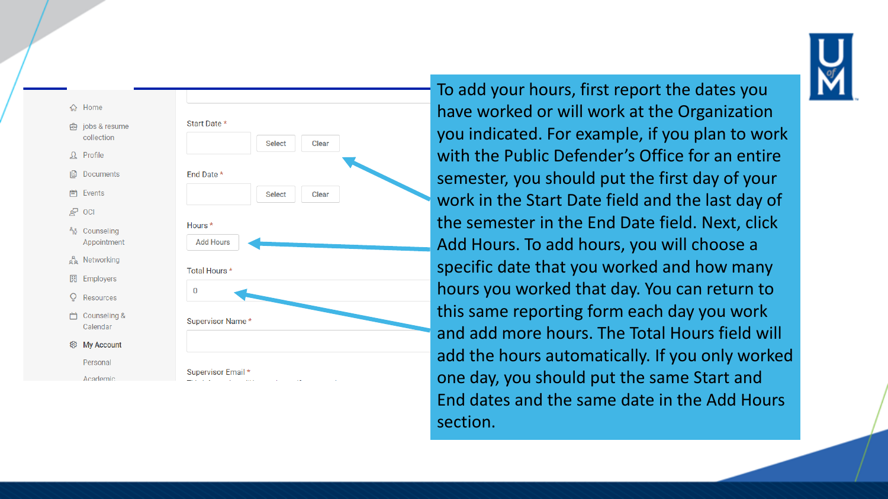To add your hours, first report the dates you have worked or will work at the Organization you indicated. For example, if you plan to work with the Public Defender's Office for an entire semester, you should put the first day of your work in the Start Date field and the last day of the semester in the End Date field. Next, click Add Hours. To add hours, you will choose a specific date that you worked and how many hours you worked that day. You can return to this same reporting form each day you work and add more hours. The Total Hours field will add the hours automatically. If you only worked one day, you should put the same Start and End dates and the same date in the Add Hours section.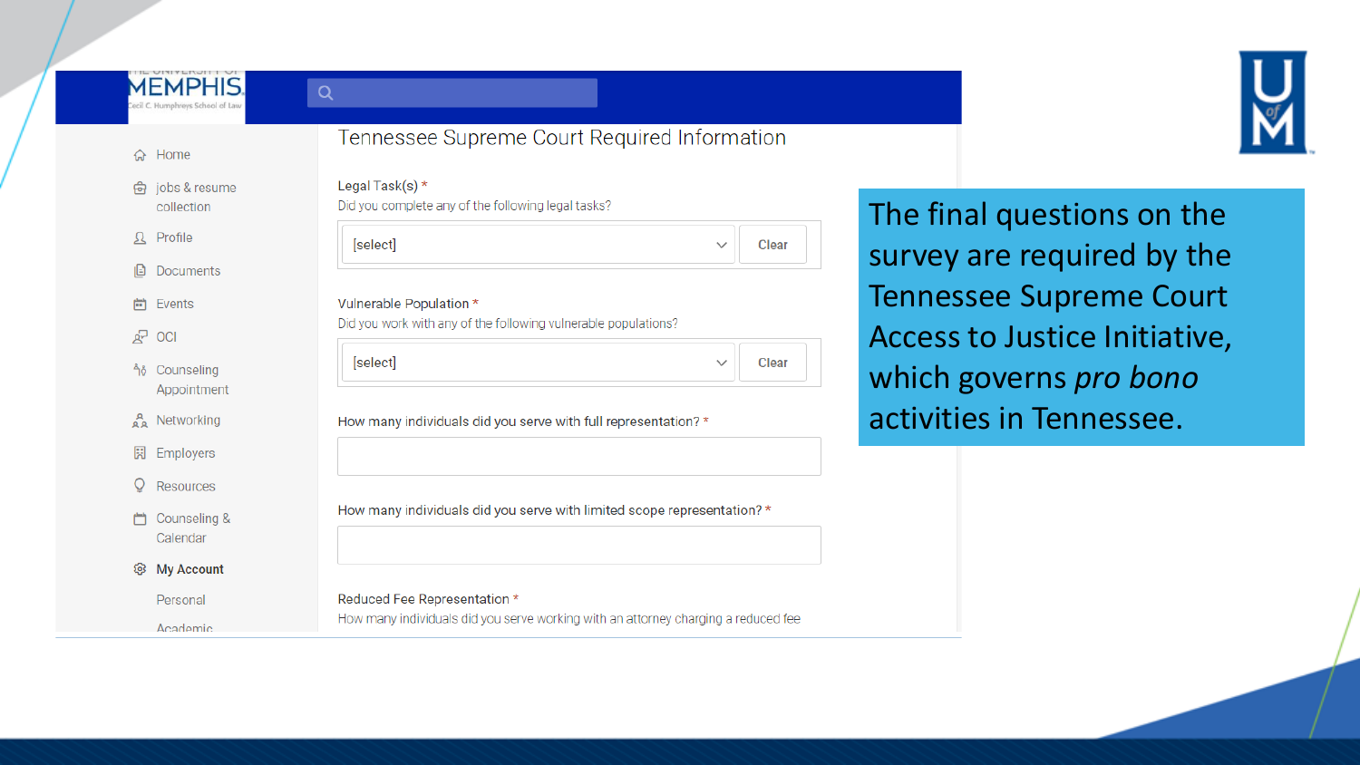THE UNIVERSITY OF MEMPHIS
Cecil C. Humphreys School of Law

- Home
- jobs & resume collection
- Profile
- Documents
- Events
- OCI
- Counseling Appointment
- Networking
- Employers
- Resources
- Counseling & Calendar
- **My Account**
  - Personal
  - Academic

## Tennessee Supreme Court Required Information

Legal Task(s) *
Did you complete any of the following legal tasks?

[select] Clear

Vulnerable Population *
Did you work with any of the following vulnerable populations?

[select] Clear

How many individuals did you serve with full representation? *

How many individuals did you serve with limited scope representation? *

Reduced Fee Representation *
How many individuals did you serve working with an attorney charging a reduced fee

The final questions on the survey are required by the Tennessee Supreme Court Access to Justice Initiative, which governs *pro bono* activities in Tennessee.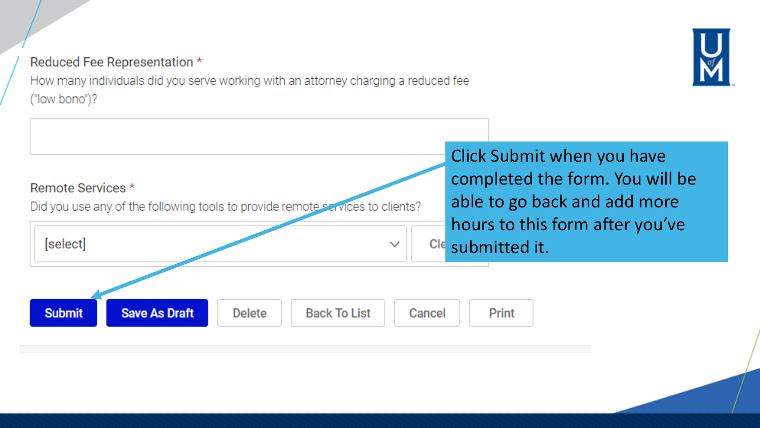Reduced Fee Representation *

How many individuals did you serve working with an attorney charging a reduced fee ("low bono")?

Remote Services *

Did you use any of the following tools to provide remote services to clients?

[select]

Click Submit when you have completed the form. You will be able to go back and add more hours to this form after you've submitted it.

Submit | Save As Draft | Delete | Back To List | Cancel | Print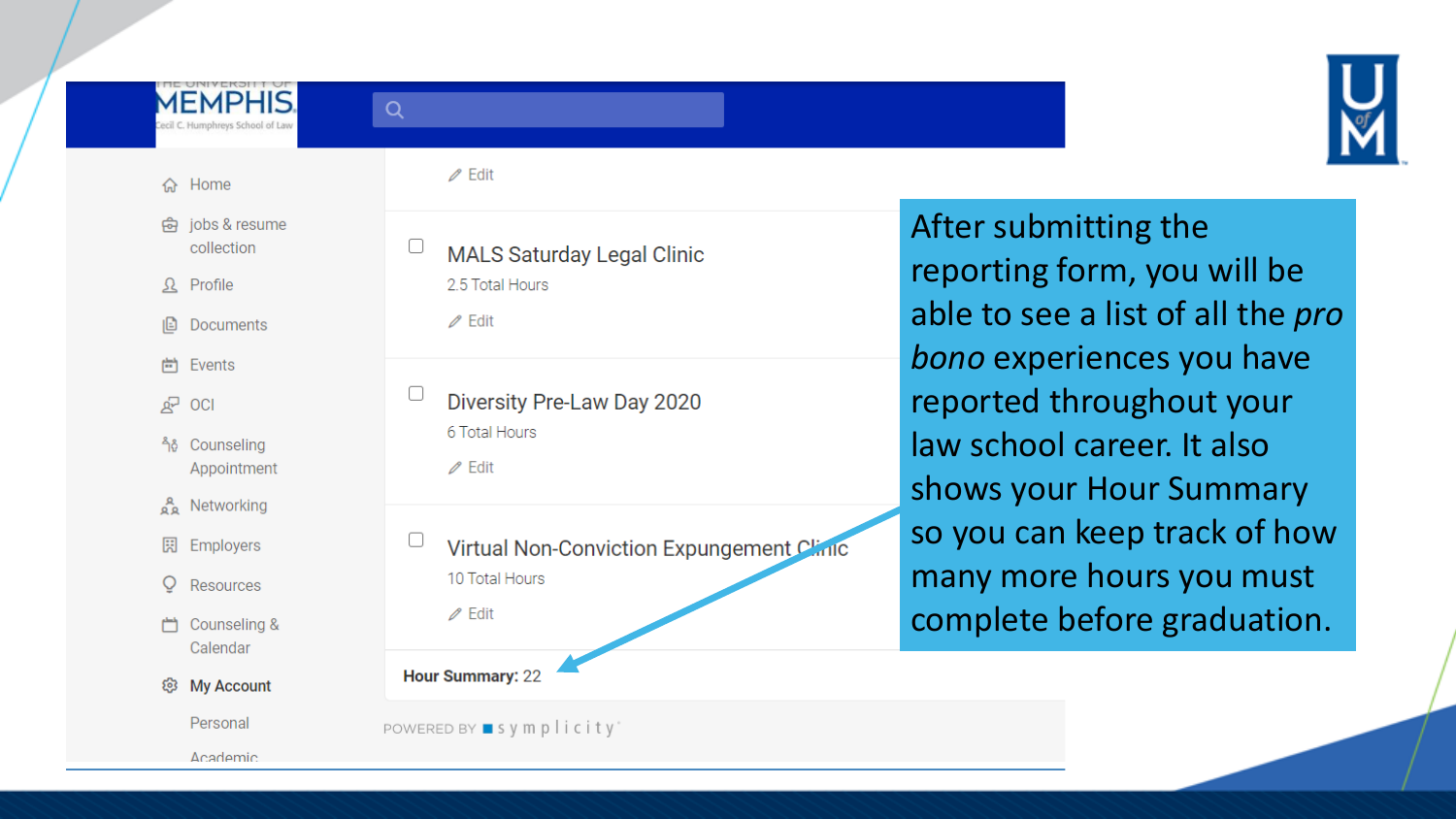THE UNIVERSITY OF MEMPHIS. Cecil C. Humphreys School of Law

- Home
- jobs & resume collection
- Profile
- Documents
- Events
- OCI
- Counseling Appointment
- Networking
- Employers
- Resources
- Counseling & Calendar
- **My Account**
- Personal
- Academic

Edit

MALS Saturday Legal Clinic
2.5 Total Hours
Edit

Diversity Pre-Law Day 2020
6 Total Hours
Edit

Virtual Non-Conviction Expungement Clinic
10 Total Hours
Edit

**Hour Summary:** 22

POWERED BY symplicity

After submitting the reporting form, you will be able to see a list of all the *pro bono* experiences you have reported throughout your law school career. It also shows your Hour Summary so you can keep track of how many more hours you must complete before graduation.